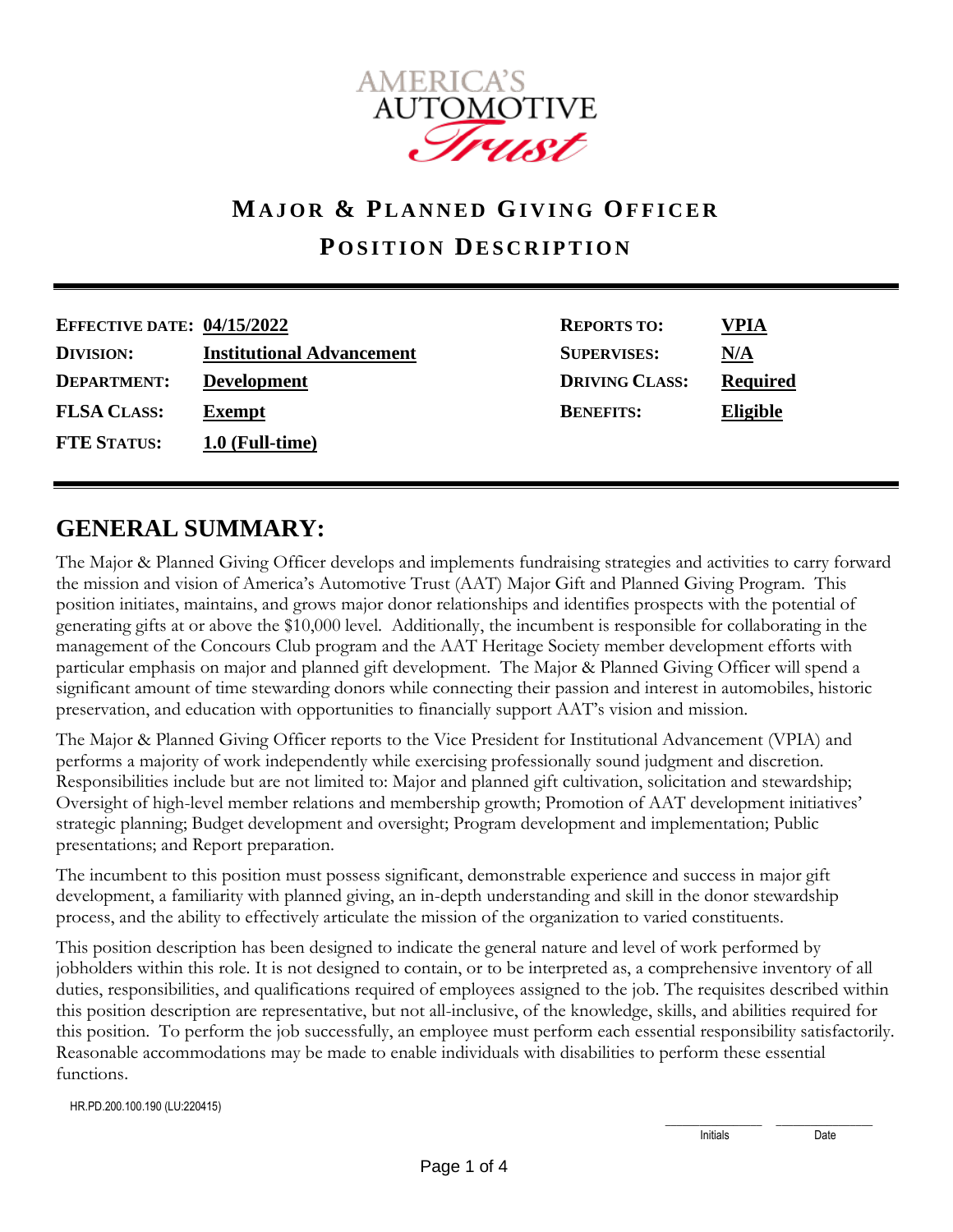AMERICA'S AUTOMOTIVE Trust

# MAJOR & PLANNED GIVING OFFICER

## POSITION DESCRIPTION

| | | | |
|---|---|---|---|
| **EFFECTIVE DATE:** | **04/15/2022** | **REPORTS TO:** | **VPIA** |
| **DIVISION:** | **Institutional Advancement** | **SUPERVISES:** | **N/A** |
| **DEPARTMENT:** | **Development** | **DRIVING CLASS:** | **Required** |
| **FLSA CLASS:** | **Exempt** | **BENEFITS:** | **Eligible** |
| **FTE STATUS:** | **1.0 (Full-time)** | | |

## GENERAL SUMMARY:

The Major & Planned Giving Officer develops and implements fundraising strategies and activities to carry forward the mission and vision of America's Automotive Trust (AAT) Major Gift and Planned Giving Program. This position initiates, maintains, and grows major donor relationships and identifies prospects with the potential of generating gifts at or above the $10,000 level. Additionally, the incumbent is responsible for collaborating in the management of the Concours Club program and the AAT Heritage Society member development efforts with particular emphasis on major and planned gift development. The Major & Planned Giving Officer will spend a significant amount of time stewarding donors while connecting their passion and interest in automobiles, historic preservation, and education with opportunities to financially support AAT's vision and mission.

The Major & Planned Giving Officer reports to the Vice President for Institutional Advancement (VPIA) and performs a majority of work independently while exercising professionally sound judgment and discretion. Responsibilities include but are not limited to: Major and planned gift cultivation, solicitation and stewardship; Oversight of high-level member relations and membership growth; Promotion of AAT development initiatives' strategic planning; Budget development and oversight; Program development and implementation; Public presentations; and Report preparation.

The incumbent to this position must possess significant, demonstrable experience and success in major gift development, a familiarity with planned giving, an in-depth understanding and skill in the donor stewardship process, and the ability to effectively articulate the mission of the organization to varied constituents.

This position description has been designed to indicate the general nature and level of work performed by jobholders within this role. It is not designed to contain, or to be interpreted as, a comprehensive inventory of all duties, responsibilities, and qualifications required of employees assigned to the job. The requisites described within this position description are representative, but not all-inclusive, of the knowledge, skills, and abilities required for this position. To perform the job successfully, an employee must perform each essential responsibility satisfactorily. Reasonable accommodations may be made to enable individuals with disabilities to perform these essential functions.

HR.PD.200.100.190 (LU:220415)

Initials Date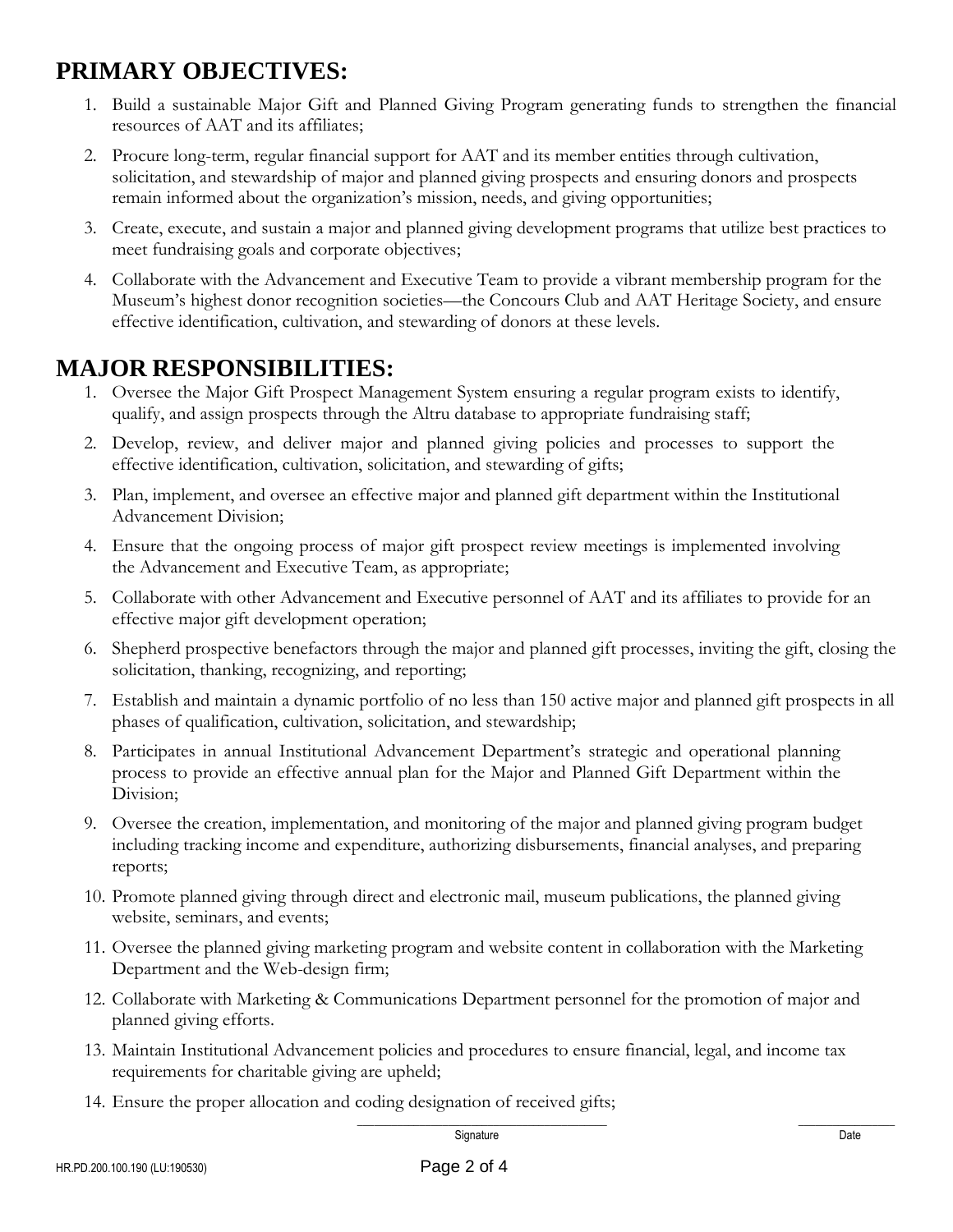## PRIMARY OBJECTIVES:

1. Build a sustainable Major Gift and Planned Giving Program generating funds to strengthen the financial resources of AAT and its affiliates;
2. Procure long-term, regular financial support for AAT and its member entities through cultivation, solicitation, and stewardship of major and planned giving prospects and ensuring donors and prospects remain informed about the organization's mission, needs, and giving opportunities;
3. Create, execute, and sustain a major and planned giving development programs that utilize best practices to meet fundraising goals and corporate objectives;
4. Collaborate with the Advancement and Executive Team to provide a vibrant membership program for the Museum's highest donor recognition societies—the Concours Club and AAT Heritage Society, and ensure effective identification, cultivation, and stewarding of donors at these levels.

## MAJOR RESPONSIBILITIES:

1. Oversee the Major Gift Prospect Management System ensuring a regular program exists to identify, qualify, and assign prospects through the Altru database to appropriate fundraising staff;
2. Develop, review, and deliver major and planned giving policies and processes to support the effective identification, cultivation, solicitation, and stewarding of gifts;
3. Plan, implement, and oversee an effective major and planned gift department within the Institutional Advancement Division;
4. Ensure that the ongoing process of major gift prospect review meetings is implemented involving the Advancement and Executive Team, as appropriate;
5. Collaborate with other Advancement and Executive personnel of AAT and its affiliates to provide for an effective major gift development operation;
6. Shepherd prospective benefactors through the major and planned gift processes, inviting the gift, closing the solicitation, thanking, recognizing, and reporting;
7. Establish and maintain a dynamic portfolio of no less than 150 active major and planned gift prospects in all phases of qualification, cultivation, solicitation, and stewardship;
8. Participates in annual Institutional Advancement Department's strategic and operational planning process to provide an effective annual plan for the Major and Planned Gift Department within the Division;
9. Oversee the creation, implementation, and monitoring of the major and planned giving program budget including tracking income and expenditure, authorizing disbursements, financial analyses, and preparing reports;
10. Promote planned giving through direct and electronic mail, museum publications, the planned giving website, seminars, and events;
11. Oversee the planned giving marketing program and website content in collaboration with the Marketing Department and the Web-design firm;
12. Collaborate with Marketing & Communications Department personnel for the promotion of major and planned giving efforts.
13. Maintain Institutional Advancement policies and procedures to ensure financial, legal, and income tax requirements for charitable giving are upheld;
14. Ensure the proper allocation and coding designation of received gifts;

Signature ______________________ Date __________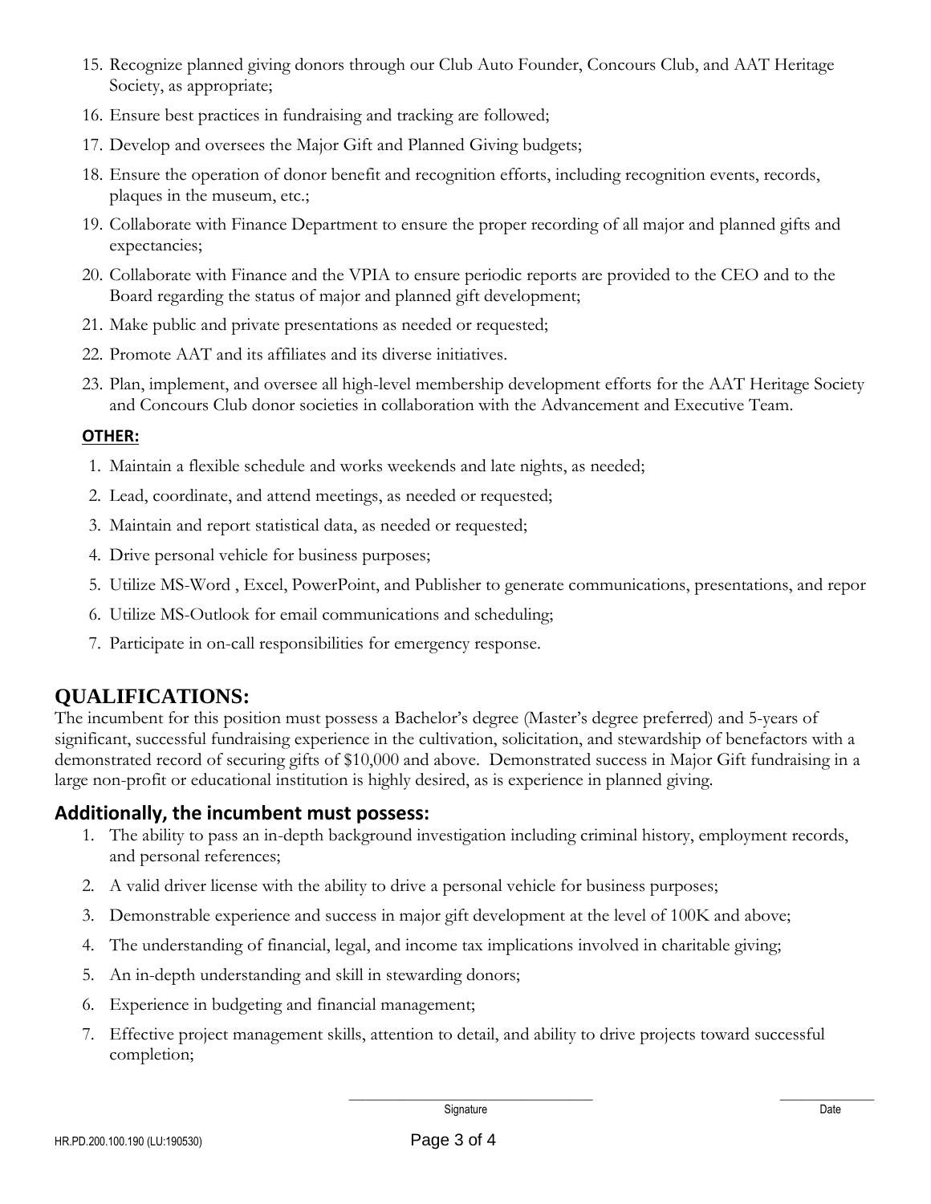15. Recognize planned giving donors through our Club Auto Founder, Concours Club, and AAT Heritage Society, as appropriate;
16. Ensure best practices in fundraising and tracking are followed;
17. Develop and oversees the Major Gift and Planned Giving budgets;
18. Ensure the operation of donor benefit and recognition efforts, including recognition events, records, plaques in the museum, etc.;
19. Collaborate with Finance Department to ensure the proper recording of all major and planned gifts and expectancies;
20. Collaborate with Finance and the VPIA to ensure periodic reports are provided to the CEO and to the Board regarding the status of major and planned gift development;
21. Make public and private presentations as needed or requested;
22. Promote AAT and its affiliates and its diverse initiatives.
23. Plan, implement, and oversee all high-level membership development efforts for the AAT Heritage Society and Concours Club donor societies in collaboration with the Advancement and Executive Team.

**OTHER:**

1. Maintain a flexible schedule and works weekends and late nights, as needed;
2. Lead, coordinate, and attend meetings, as needed or requested;
3. Maintain and report statistical data, as needed or requested;
4. Drive personal vehicle for business purposes;
5. Utilize MS-Word , Excel, PowerPoint, and Publisher to generate communications, presentations, and repor
6. Utilize MS-Outlook for email communications and scheduling;
7. Participate in on-call responsibilities for emergency response.

## QUALIFICATIONS:

The incumbent for this position must possess a Bachelor's degree (Master's degree preferred) and 5-years of significant, successful fundraising experience in the cultivation, solicitation, and stewardship of benefactors with a demonstrated record of securing gifts of $10,000 and above. Demonstrated success in Major Gift fundraising in a large non-profit or educational institution is highly desired, as is experience in planned giving.

### Additionally, the incumbent must possess:

1. The ability to pass an in-depth background investigation including criminal history, employment records, and personal references;
2. A valid driver license with the ability to drive a personal vehicle for business purposes;
3. Demonstrable experience and success in major gift development at the level of 100K and above;
4. The understanding of financial, legal, and income tax implications involved in charitable giving;
5. An in-depth understanding and skill in stewarding donors;
6. Experience in budgeting and financial management;
7. Effective project management skills, attention to detail, and ability to drive projects toward successful completion;

\_\_\_\_\_\_\_\_\_\_\_\_\_\_\_\_\_\_\_\_\_\_\_\_\_\_\_\_\_\_ Signature \_\_\_\_\_\_\_\_\_\_\_\_ Date

HR.PD.200.100.190 (LU:190530)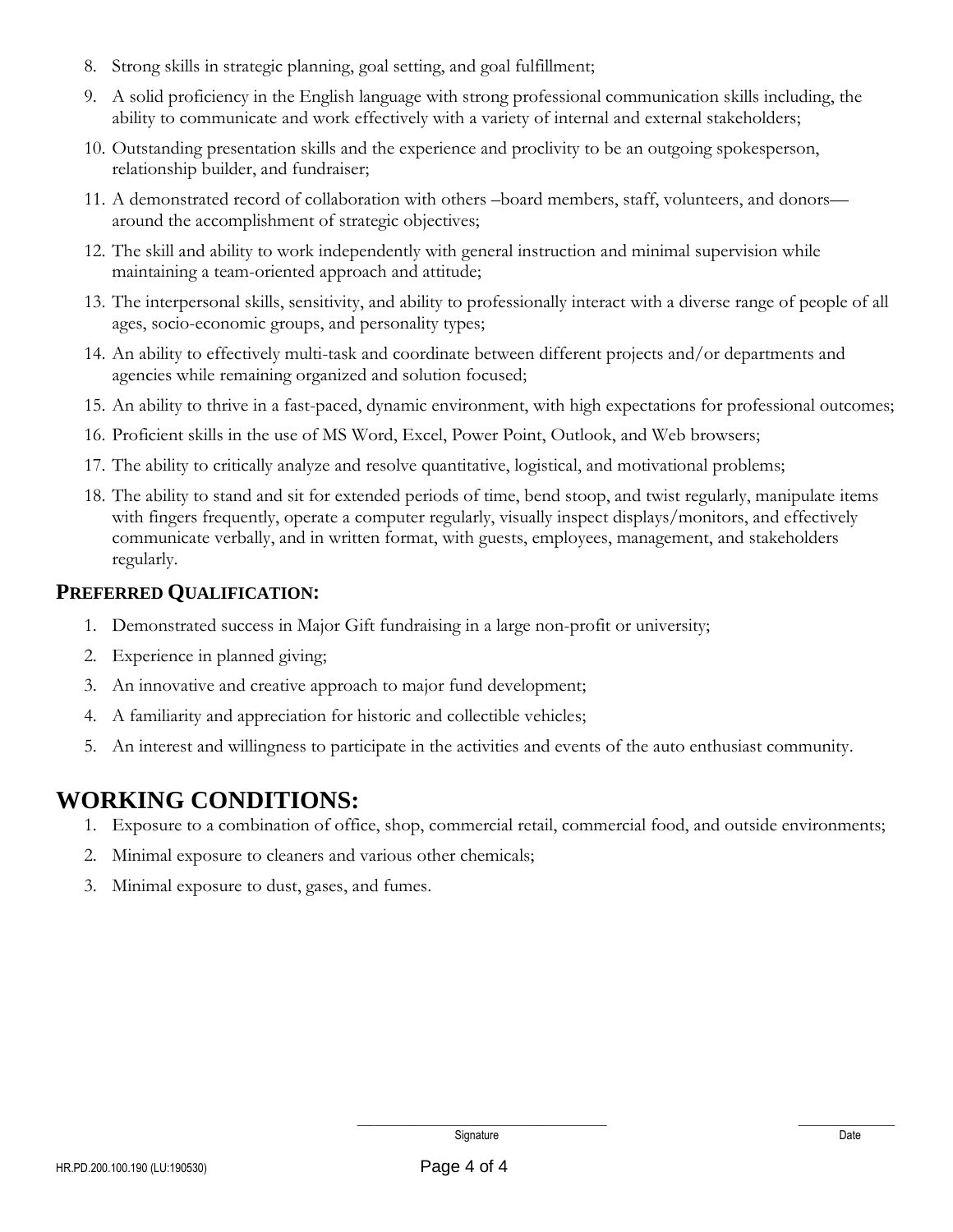8. Strong skills in strategic planning, goal setting, and goal fulfillment;
9. A solid proficiency in the English language with strong professional communication skills including, the ability to communicate and work effectively with a variety of internal and external stakeholders;
10. Outstanding presentation skills and the experience and proclivity to be an outgoing spokesperson, relationship builder, and fundraiser;
11. A demonstrated record of collaboration with others –board members, staff, volunteers, and donors—around the accomplishment of strategic objectives;
12. The skill and ability to work independently with general instruction and minimal supervision while maintaining a team-oriented approach and attitude;
13. The interpersonal skills, sensitivity, and ability to professionally interact with a diverse range of people of all ages, socio-economic groups, and personality types;
14. An ability to effectively multi-task and coordinate between different projects and/or departments and agencies while remaining organized and solution focused;
15. An ability to thrive in a fast-paced, dynamic environment, with high expectations for professional outcomes;
16. Proficient skills in the use of MS Word, Excel, Power Point, Outlook, and Web browsers;
17. The ability to critically analyze and resolve quantitative, logistical, and motivational problems;
18. The ability to stand and sit for extended periods of time, bend stoop, and twist regularly, manipulate items with fingers frequently, operate a computer regularly, visually inspect displays/monitors, and effectively communicate verbally, and in written format, with guests, employees, management, and stakeholders regularly.

### PREFERRED QUALIFICATION:

1. Demonstrated success in Major Gift fundraising in a large non-profit or university;
2. Experience in planned giving;
3. An innovative and creative approach to major fund development;
4. A familiarity and appreciation for historic and collectible vehicles;
5. An interest and willingness to participate in the activities and events of the auto enthusiast community.

## WORKING CONDITIONS:

1. Exposure to a combination of office, shop, commercial retail, commercial food, and outside environments;
2. Minimal exposure to cleaners and various other chemicals;
3. Minimal exposure to dust, gases, and fumes.

\_\_\_\_\_\_\_\_\_\_\_\_\_\_\_\_\_\_\_\_\_\_\_\_\_\_\_\_\_\_ Signature

\_\_\_\_\_\_\_\_\_\_\_\_ Date

HR.PD.200.100.190 (LU:190530)